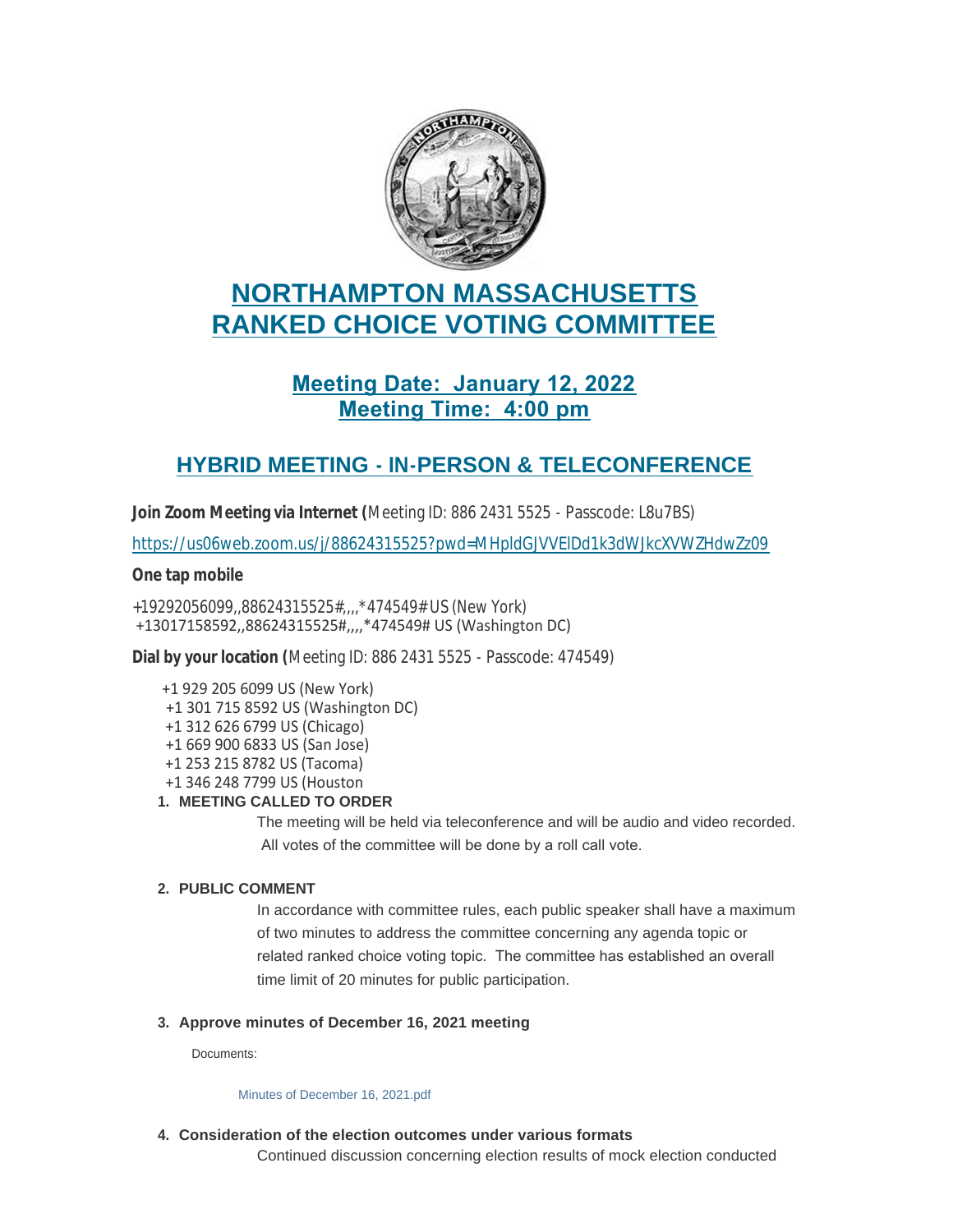# NORTHAMPTON MASSACHUSETTS RANKED CHOICE VOTING COMMITTEE

## Meeting Date: January 12, 2022
## Meeting Time: 4:00 pm

## HYBRID MEETING - IN-PERSON & TELECONFERENCE

**Join Zoom Meeting via Internet (**Meeting ID: 886 2431 5525 - Passcode: L8u7BS)

https://us06web.zoom.us/j/88624315525?pwd=MHpldGJVVElDd1k3dWJkcXVWZHdwZz09

**One tap mobile**

+19292056099,,88624315525#,,,,*474549# US (New York)
+13017158592,,88624315525#,,,,*474549# US (Washington DC)

**Dial by your location (**Meeting ID: 886 2431 5525 - Passcode: 474549)

+1 929 205 6099 US (New York)
+1 301 715 8592 US (Washington DC)
+1 312 626 6799 US (Chicago)
+1 669 900 6833 US (San Jose)
+1 253 215 8782 US (Tacoma)
+1 346 248 7799 US (Houston

1. **MEETING CALLED TO ORDER**

   The meeting will be held via teleconference and will be audio and video recorded. All votes of the committee will be done by a roll call vote.

2. **PUBLIC COMMENT**

   In accordance with committee rules, each public speaker shall have a maximum of two minutes to address the committee concerning any agenda topic or related ranked choice voting topic. The committee has established an overall time limit of 20 minutes for public participation.

3. **Approve minutes of December 16, 2021 meeting**

   Documents:

   Minutes of December 16, 2021.pdf

4. **Consideration of the election outcomes under various formats**

   Continued discussion concerning election results of mock election conducted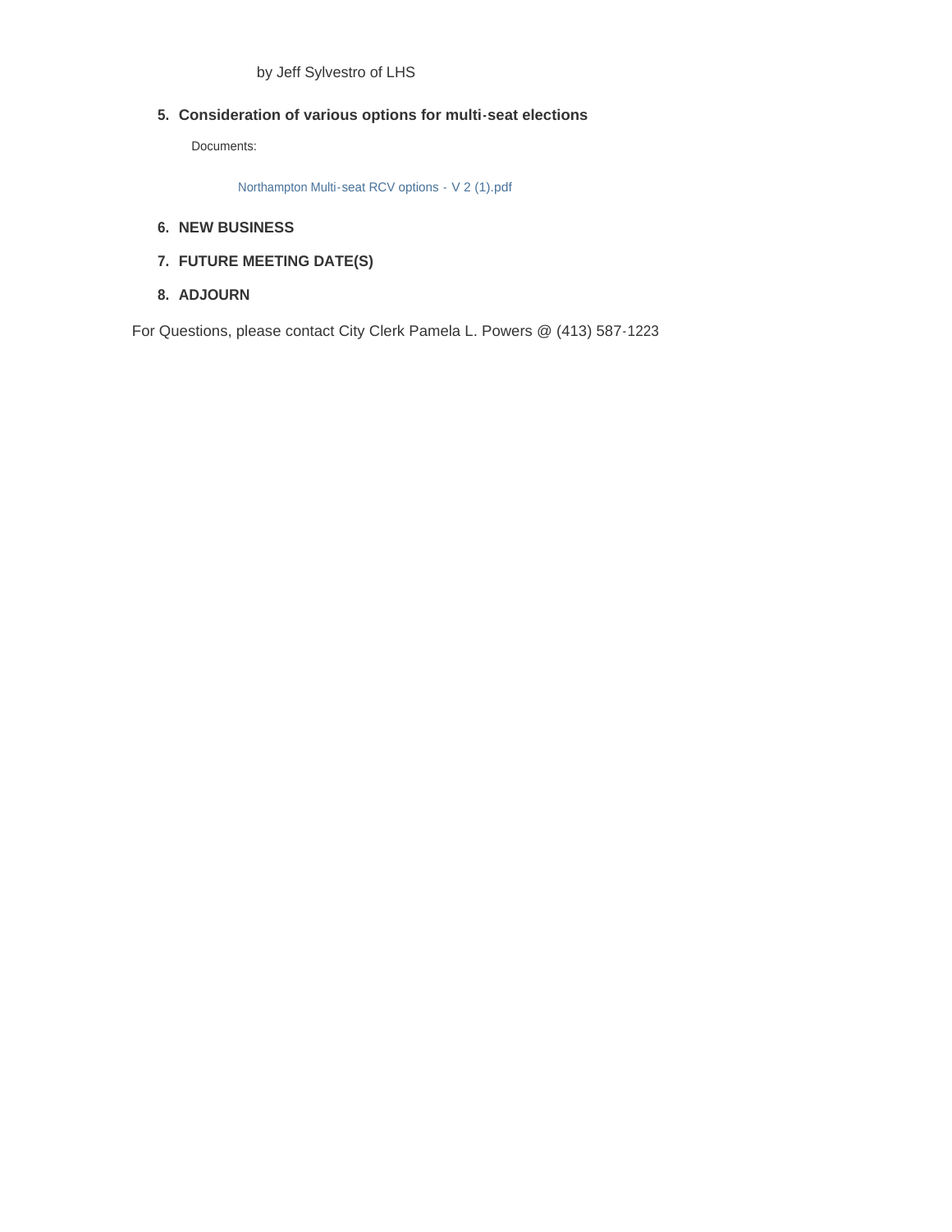by Jeff Sylvestro of LHS

5. **Consideration of various options for multi-seat elections**

   Documents:

   Northampton Multi-seat RCV options - V 2 (1).pdf

6. **NEW BUSINESS**
7. **FUTURE MEETING DATE(S)**
8. **ADJOURN**

For Questions, please contact City Clerk Pamela L. Powers @ (413) 587-1223